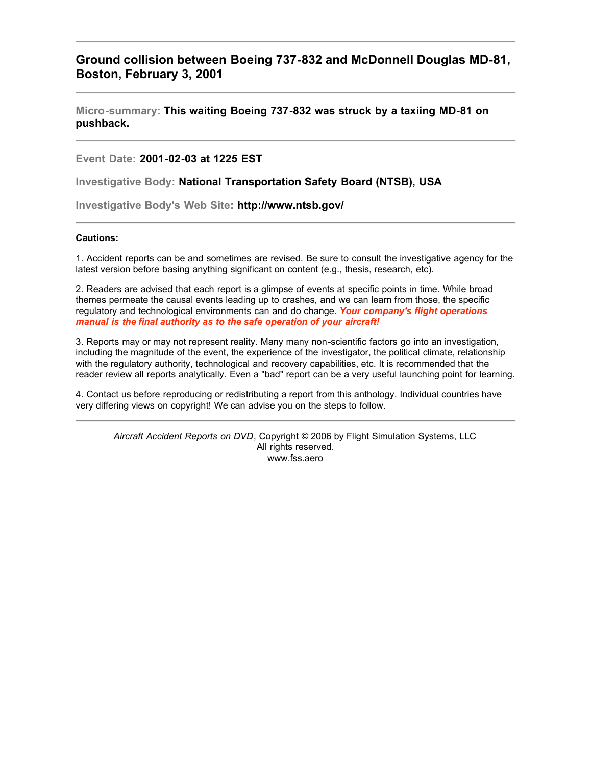# Ground collision between Boeing 737-832 and McDonnell Douglas MD-81, Boston, February 3, 2001

---

**Micro-summary:** **This waiting Boeing 737-832 was struck by a taxiing MD-81 on pushback.**

---

**Event Date:** **2001-02-03 at 1225 EST**

**Investigative Body:** **National Transportation Safety Board (NTSB), USA**

**Investigative Body's Web Site:** **http://www.ntsb.gov/**

---

**Cautions:**

1. Accident reports can be and sometimes are revised. Be sure to consult the investigative agency for the latest version before basing anything significant on content (e.g., thesis, research, etc).

2. Readers are advised that each report is a glimpse of events at specific points in time. While broad themes permeate the causal events leading up to crashes, and we can learn from those, the specific regulatory and technological environments can and do change. ***Your company's flight operations manual is the final authority as to the safe operation of your aircraft!***

3. Reports may or may not represent reality. Many many non-scientific factors go into an investigation, including the magnitude of the event, the experience of the investigator, the political climate, relationship with the regulatory authority, technological and recovery capabilities, etc. It is recommended that the reader review all reports analytically. Even a "bad" report can be a very useful launching point for learning.

4. Contact us before reproducing or redistributing a report from this anthology. Individual countries have very differing views on copyright! We can advise you on the steps to follow.

---

*Aircraft Accident Reports on DVD*, Copyright © 2006 by Flight Simulation Systems, LLC
All rights reserved.
www.fss.aero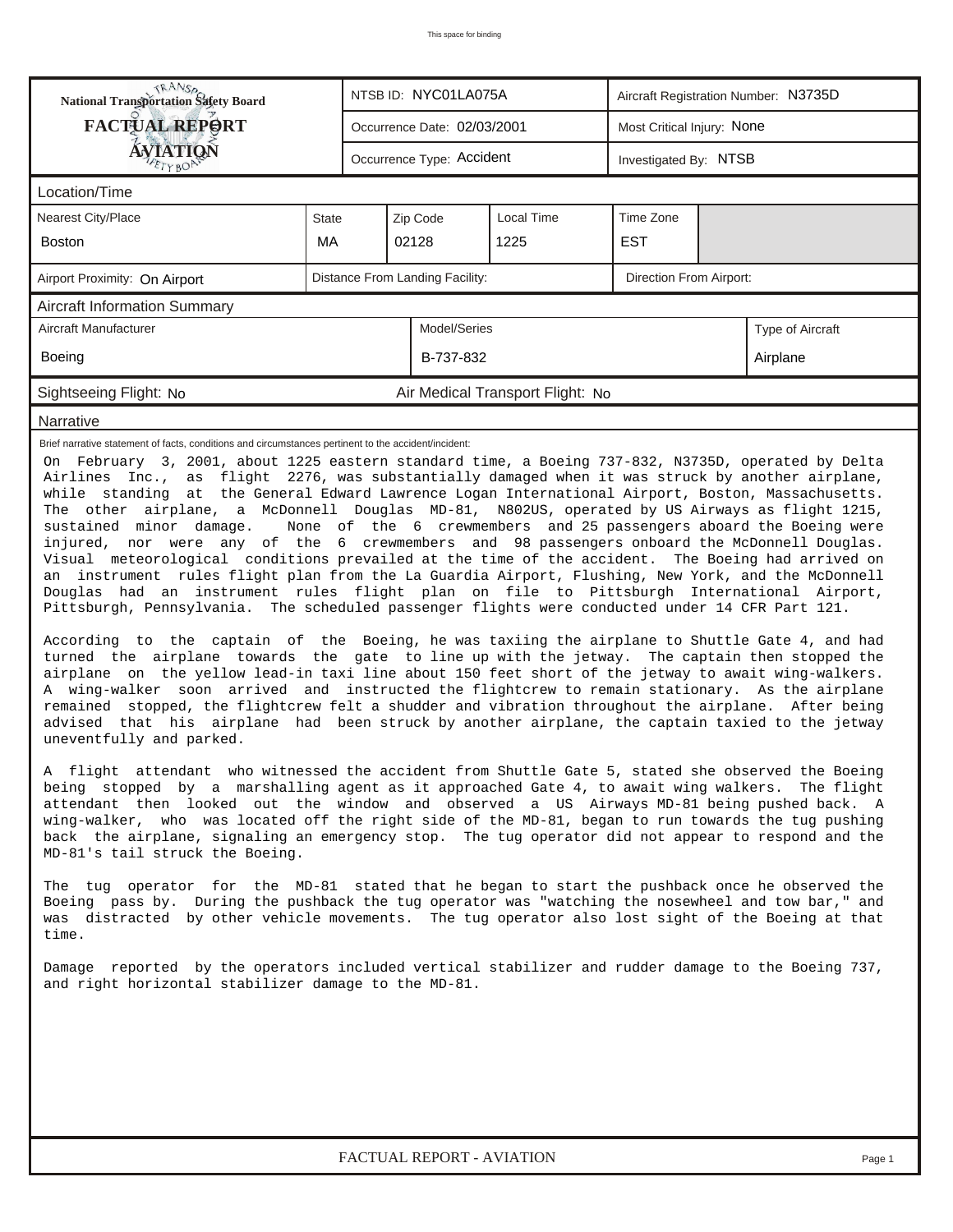| National Transportation Safety Board FACTUAL REPORT AVIATION | NTSB ID: NYC01LA075A | Aircraft Registration Number: N3735D |
|---|---|---|
| | Occurrence Date: 02/03/2001 | Most Critical Injury: None |
| | Occurrence Type: Accident | Investigated By: NTSB |

## Location/Time

| Nearest City/Place | State | Zip Code | Local Time | Time Zone |
|---|---|---|---|---|
| Boston | MA | 02128 | 1225 | EST |

| Airport Proximity: On Airport | Distance From Landing Facility: | Direction From Airport: |
|---|---|---|

## Aircraft Information Summary

| Aircraft Manufacturer | Model/Series | Type of Aircraft |
|---|---|---|
| Boeing | B-737-832 | Airplane |

Sightseeing Flight: No    Air Medical Transport Flight: No

## Narrative

Brief narrative statement of facts, conditions and circumstances pertinent to the accident/incident:

On February 3, 2001, about 1225 eastern standard time, a Boeing 737-832, N3735D, operated by Delta Airlines Inc., as flight 2276, was substantially damaged when it was struck by another airplane, while standing at the General Edward Lawrence Logan International Airport, Boston, Massachusetts. The other airplane, a McDonnell Douglas MD-81, N802US, operated by US Airways as flight 1215, sustained minor damage. None of the 6 crewmembers and 25 passengers aboard the Boeing were injured, nor were any of the 6 crewmembers and 98 passengers onboard the McDonnell Douglas. Visual meteorological conditions prevailed at the time of the accident. The Boeing had arrived on an instrument rules flight plan from the La Guardia Airport, Flushing, New York, and the McDonnell Douglas had an instrument rules flight plan on file to Pittsburgh International Airport, Pittsburgh, Pennsylvania. The scheduled passenger flights were conducted under 14 CFR Part 121.

According to the captain of the Boeing, he was taxiing the airplane to Shuttle Gate 4, and had turned the airplane towards the gate to line up with the jetway. The captain then stopped the airplane on the yellow lead-in taxi line about 150 feet short of the jetway to await wing-walkers. A wing-walker soon arrived and instructed the flightcrew to remain stationary. As the airplane remained stopped, the flightcrew felt a shudder and vibration throughout the airplane. After being advised that his airplane had been struck by another airplane, the captain taxied to the jetway uneventfully and parked.

A flight attendant who witnessed the accident from Shuttle Gate 5, stated she observed the Boeing being stopped by a marshalling agent as it approached Gate 4, to await wing walkers. The flight attendant then looked out the window and observed a US Airways MD-81 being pushed back. A wing-walker, who was located off the right side of the MD-81, began to run towards the tug pushing back the airplane, signaling an emergency stop. The tug operator did not appear to respond and the MD-81's tail struck the Boeing.

The tug operator for the MD-81 stated that he began to start the pushback once he observed the Boeing pass by. During the pushback the tug operator was "watching the nosewheel and tow bar," and was distracted by other vehicle movements. The tug operator also lost sight of the Boeing at that time.

Damage reported by the operators included vertical stabilizer and rudder damage to the Boeing 737, and right horizontal stabilizer damage to the MD-81.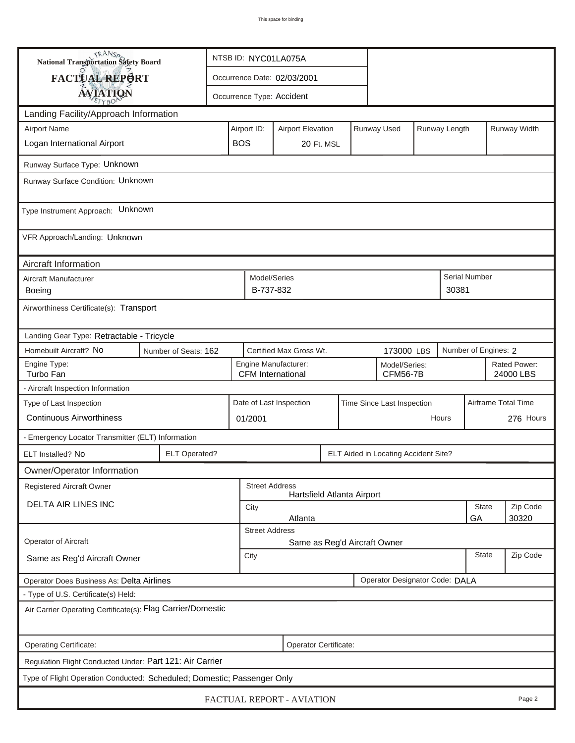**National Transportation Safety Board**

**FACTUAL REPORT**

**AVIATION**

| NTSB ID: NYC01LA075A |
| --- |
| Occurrence Date: 02/03/2001 |
| Occurrence Type: Accident |

## Landing Facility/Approach Information

| Airport Name | Airport ID: | Airport Elevation | Runway Used | Runway Length | Runway Width |
| --- | --- | --- | --- | --- | --- |
| Logan International Airport | BOS | 20 Ft. MSL | | | |

Runway Surface Type: Unknown

Runway Surface Condition: Unknown

Type Instrument Approach: Unknown

VFR Approach/Landing: Unknown

## Aircraft Information

| Aircraft Manufacturer | Model/Series | Serial Number |
| --- | --- | --- |
| Boeing | B-737-832 | 30381 |

Airworthiness Certificate(s): Transport

Landing Gear Type: Retractable - Tricycle

| Homebuilt Aircraft? No | Number of Seats: 162 | Certified Max Gross Wt. 173000 LBS | Number of Engines: 2 |
| --- | --- | --- | --- |

| Engine Type: | Engine Manufacturer: | Model/Series: | Rated Power: |
| --- | --- | --- | --- |
| Turbo Fan | CFM International | CFM56-7B | 24000 LBS |

- Aircraft Inspection Information

| Type of Last Inspection | Date of Last Inspection | Time Since Last Inspection | Airframe Total Time |
| --- | --- | --- | --- |
| Continuous Airworthiness | 01/2001 | Hours | 276 Hours |

- Emergency Locator Transmitter (ELT) Information

| ELT Installed? No | ELT Operated? | ELT Aided in Locating Accident Site? |
| --- | --- | --- |

## Owner/Operator Information

| Registered Aircraft Owner | Street Address | | |
| --- | --- | --- | --- |
| DELTA AIR LINES INC | Hartsfield Atlanta Airport | | |
| | City | State | Zip Code |
| | Atlanta | GA | 30320 |

| Operator of Aircraft | Street Address | | |
| --- | --- | --- | --- |
| Same as Reg'd Aircraft Owner | Same as Reg'd Aircraft Owner | | |
| | City | State | Zip Code |

Operator Does Business As: Delta Airlines

Operator Designator Code: DALA

- Type of U.S. Certificate(s) Held:

Air Carrier Operating Certificate(s): Flag Carrier/Domestic

Operating Certificate:

Operator Certificate:

Regulation Flight Conducted Under: Part 121: Air Carrier

Type of Flight Operation Conducted: Scheduled; Domestic; Passenger Only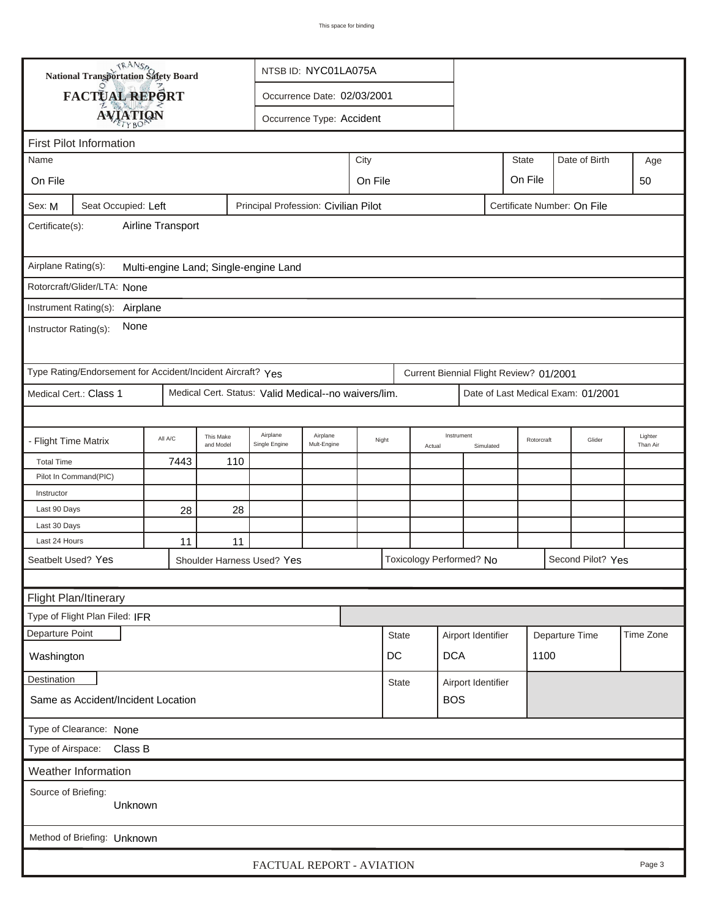This space for binding

**National Transportation Safety Board**

**FACTUAL REPORT**

**AVIATION**

NTSB ID: NYC01LA075A

Occurrence Date: 02/03/2001

Occurrence Type: Accident

## First Pilot Information

| Name | City | State | Date of Birth | Age |
|---|---|---|---|---|
| On File | On File | On File | | 50 |

Sex: M | Seat Occupied: Left | Principal Profession: Civilian Pilot | Certificate Number: On File

Certificate(s): Airline Transport

Airplane Rating(s): Multi-engine Land; Single-engine Land

Rotorcraft/Glider/LTA: None

Instrument Rating(s): Airplane

Instructor Rating(s): None

Type Rating/Endorsement for Accident/Incident Aircraft? Yes | Current Biennial Flight Review? 01/2001

Medical Cert.: Class 1 | Medical Cert. Status: Valid Medical--no waivers/lim. | Date of Last Medical Exam: 01/2001

| - Flight Time Matrix | All A/C | This Make and Model | Airplane Single Engine | Airplane Mult-Engine | Night | Instrument Actual | Instrument Simulated | Rotorcraft | Glider | Lighter Than Air |
|---|---|---|---|---|---|---|---|---|---|---|
| Total Time | 7443 | 110 | | | | | | | | |
| Pilot In Command(PIC) | | | | | | | | | | |
| Instructor | | | | | | | | | | |
| Last 90 Days | 28 | 28 | | | | | | | | |
| Last 30 Days | | | | | | | | | | |
| Last 24 Hours | 11 | 11 | | | | | | | | |

Seatbelt Used? Yes | Shoulder Harness Used? Yes | Toxicology Performed? No | Second Pilot? Yes

## Flight Plan/Itinerary

Type of Flight Plan Filed: IFR

| Departure Point | State | Airport Identifier | Departure Time | Time Zone |
|---|---|---|---|---|
| Washington | DC | DCA | 1100 | |

| Destination | State | Airport Identifier |
|---|---|---|
| Same as Accident/Incident Location | | BOS |

Type of Clearance: None

Type of Airspace: Class B

## Weather Information

Source of Briefing: Unknown

Method of Briefing: Unknown

FACTUAL REPORT - AVIATION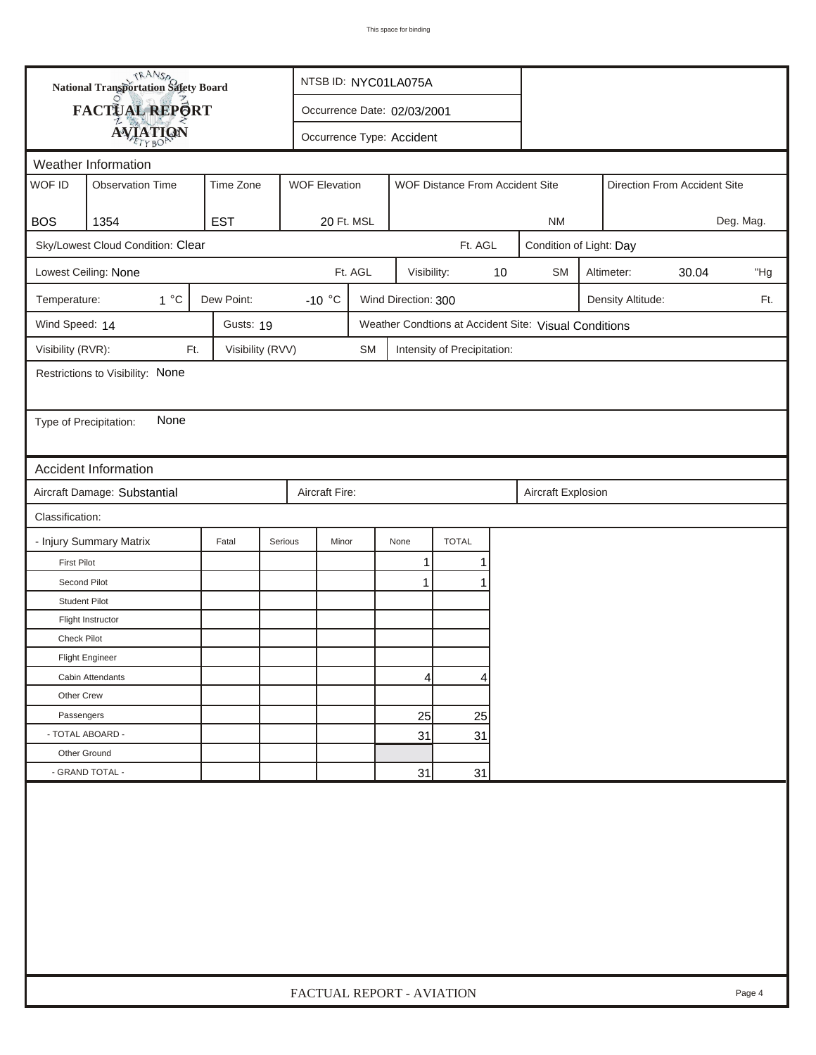**National Transportation Safety Board**

**FACTUAL REPORT**

**AVIATION**

NTSB ID: NYC01LA075A

Occurrence Date: 02/03/2001

Occurrence Type: Accident

## Weather Information

| WOF ID | Observation Time | Time Zone | WOF Elevation | WOF Distance From Accident Site | Direction From Accident Site |
|---|---|---|---|---|---|
| BOS | 1354 | EST | 20 Ft. MSL | NM | Deg. Mag. |

Sky/Lowest Cloud Condition: Clear Ft. AGL

Condition of Light: Day

Lowest Ceiling: None Ft. AGL

Visibility: 10 SM

Altimeter: 30.04 "Hg

Temperature: 1 °C

Dew Point: -10 °C

Wind Direction: 300

Density Altitude: Ft.

Wind Speed: 14

Gusts: 19

Weather Condtions at Accident Site: Visual Conditions

Visibility (RVR): Ft.

Visibility (RVV) SM

Intensity of Precipitation:

Restrictions to Visibility: None

Type of Precipitation: None

## Accident Information

Aircraft Damage: Substantial

Aircraft Fire:

Aircraft Explosion

Classification:

| - Injury Summary Matrix | Fatal | Serious | Minor | None | TOTAL |
|---|---|---|---|---|---|
| First Pilot | | | | 1 | 1 |
| Second Pilot | | | | 1 | 1 |
| Student Pilot | | | | | |
| Flight Instructor | | | | | |
| Check Pilot | | | | | |
| Flight Engineer | | | | | |
| Cabin Attendants | | | | 4 | 4 |
| Other Crew | | | | | |
| Passengers | | | | 25 | 25 |
| - TOTAL ABOARD - | | | | 31 | 31 |
| Other Ground | | | | | |
| - GRAND TOTAL - | | | | 31 | 31 |

FACTUAL REPORT - AVIATION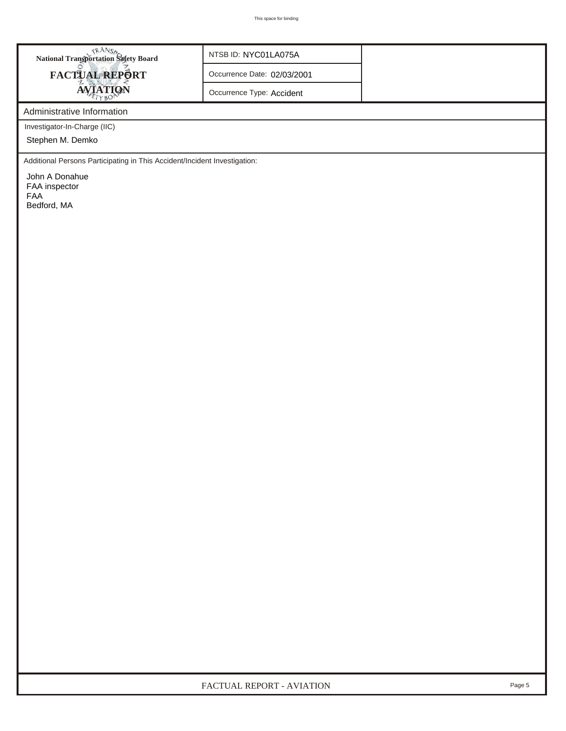**National Transportation Safety Board**
**FACTUAL REPORT**
**AVIATION**

| | |
|---|---|
| NTSB ID: NYC01LA075A | |
| Occurrence Date: 02/03/2001 | |
| Occurrence Type: Accident | |

## Administrative Information

Investigator-In-Charge (IIC)

Stephen M. Demko

Additional Persons Participating in This Accident/Incident Investigation:

John A Donahue
FAA inspector
FAA
Bedford, MA